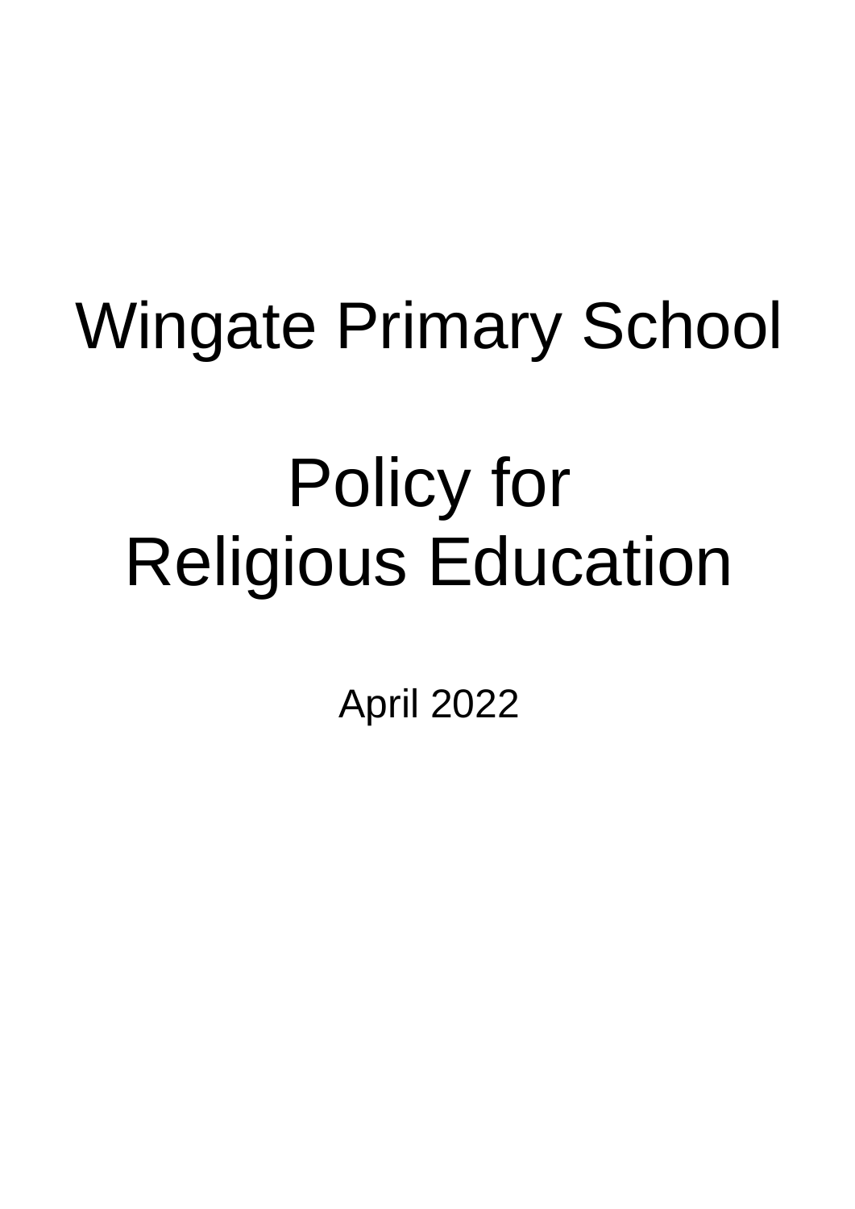# Wingate Primary School

# Policy for Religious Education

April 2022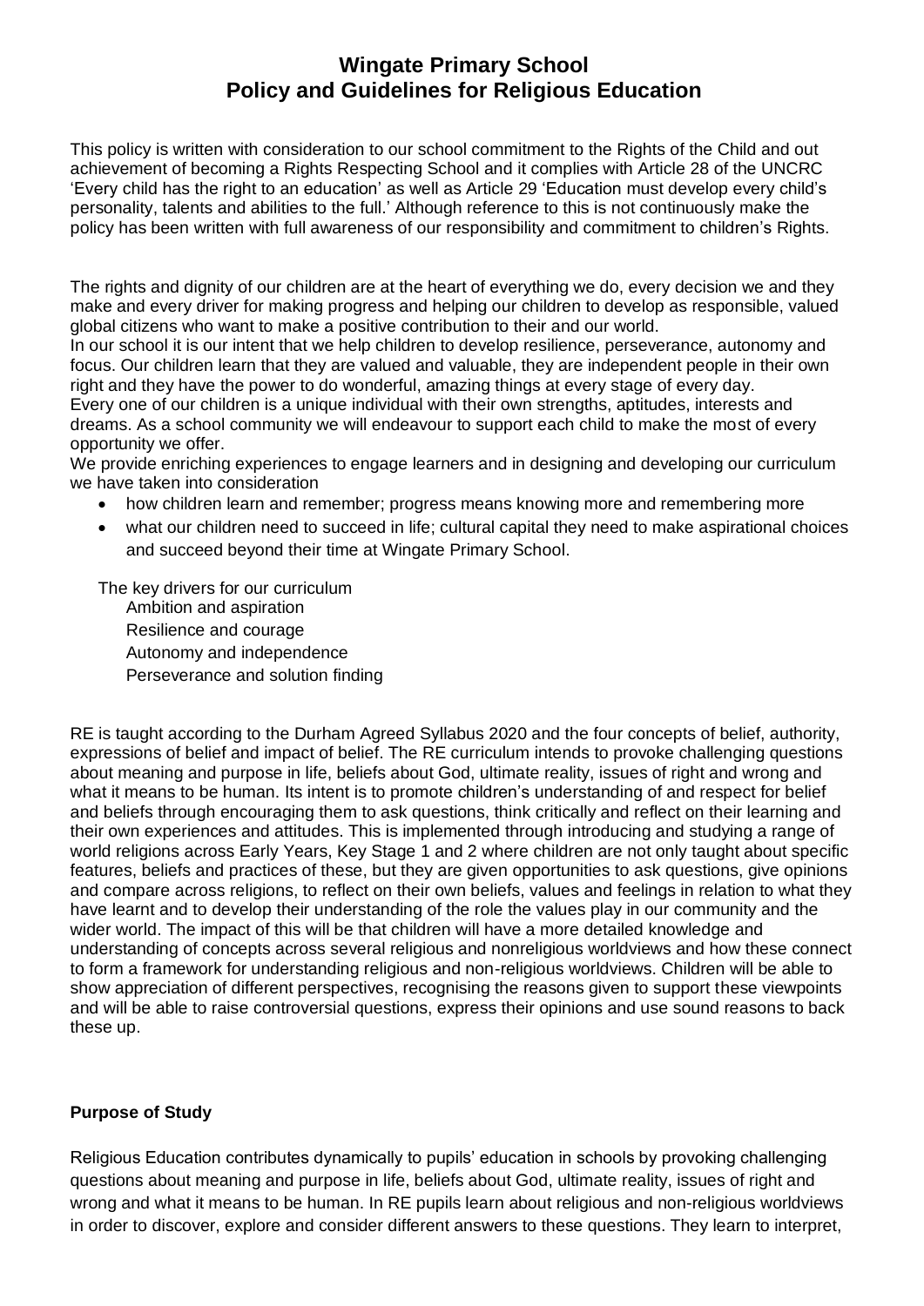# Wingate Primary School
# Policy and Guidelines for Religious Education

This policy is written with consideration to our school commitment to the Rights of the Child and out achievement of becoming a Rights Respecting School and it complies with Article 28 of the UNCRC 'Every child has the right to an education' as well as Article 29 'Education must develop every child's personality, talents and abilities to the full.' Although reference to this is not continuously make the policy has been written with full awareness of our responsibility and commitment to children's Rights.

The rights and dignity of our children are at the heart of everything we do, every decision we and they make and every driver for making progress and helping our children to develop as responsible, valued global citizens who want to make a positive contribution to their and our world.
In our school it is our intent that we help children to develop resilience, perseverance, autonomy and focus. Our children learn that they are valued and valuable, they are independent people in their own right and they have the power to do wonderful, amazing things at every stage of every day.
Every one of our children is a unique individual with their own strengths, aptitudes, interests and dreams. As a school community we will endeavour to support each child to make the most of every opportunity we offer.
We provide enriching experiences to engage learners and in designing and developing our curriculum we have taken into consideration

- how children learn and remember; progress means knowing more and remembering more
- what our children need to succeed in life; cultural capital they need to make aspirational choices and succeed beyond their time at Wingate Primary School.

The key drivers for our curriculum
Ambition and aspiration
Resilience and courage
Autonomy and independence
Perseverance and solution finding

RE is taught according to the Durham Agreed Syllabus 2020 and the four concepts of belief, authority, expressions of belief and impact of belief. The RE curriculum intends to provoke challenging questions about meaning and purpose in life, beliefs about God, ultimate reality, issues of right and wrong and what it means to be human. Its intent is to promote children's understanding of and respect for belief and beliefs through encouraging them to ask questions, think critically and reflect on their learning and their own experiences and attitudes. This is implemented through introducing and studying a range of world religions across Early Years, Key Stage 1 and 2 where children are not only taught about specific features, beliefs and practices of these, but they are given opportunities to ask questions, give opinions and compare across religions, to reflect on their own beliefs, values and feelings in relation to what they have learnt and to develop their understanding of the role the values play in our community and the wider world. The impact of this will be that children will have a more detailed knowledge and understanding of concepts across several religious and nonreligious worldviews and how these connect to form a framework for understanding religious and non-religious worldviews. Children will be able to show appreciation of different perspectives, recognising the reasons given to support these viewpoints and will be able to raise controversial questions, express their opinions and use sound reasons to back these up.

**Purpose of Study**

Religious Education contributes dynamically to pupils' education in schools by provoking challenging questions about meaning and purpose in life, beliefs about God, ultimate reality, issues of right and wrong and what it means to be human. In RE pupils learn about religious and non-religious worldviews in order to discover, explore and consider different answers to these questions. They learn to interpret,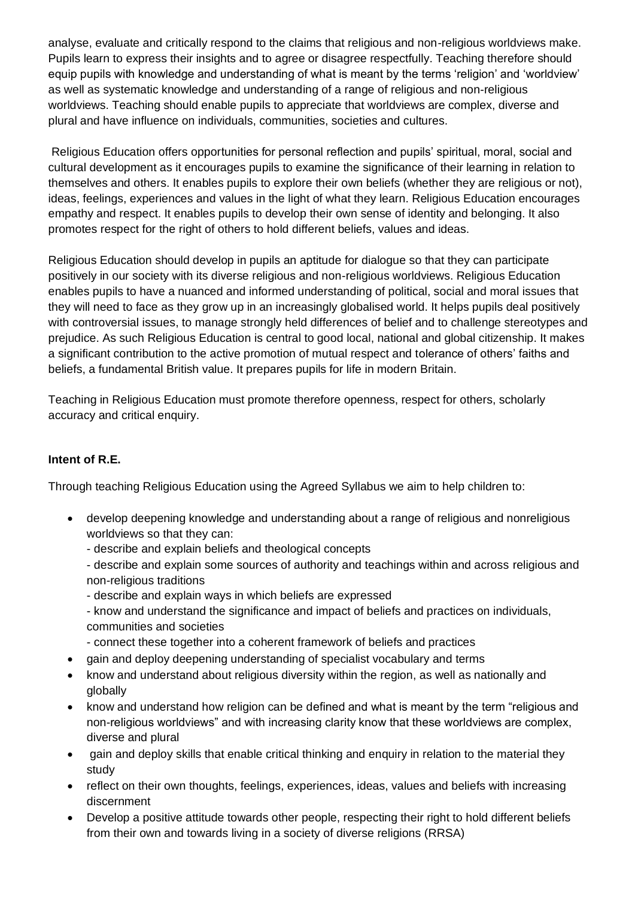analyse, evaluate and critically respond to the claims that religious and non-religious worldviews make. Pupils learn to express their insights and to agree or disagree respectfully. Teaching therefore should equip pupils with knowledge and understanding of what is meant by the terms 'religion' and 'worldview' as well as systematic knowledge and understanding of a range of religious and non-religious worldviews. Teaching should enable pupils to appreciate that worldviews are complex, diverse and plural and have influence on individuals, communities, societies and cultures.

Religious Education offers opportunities for personal reflection and pupils' spiritual, moral, social and cultural development as it encourages pupils to examine the significance of their learning in relation to themselves and others. It enables pupils to explore their own beliefs (whether they are religious or not), ideas, feelings, experiences and values in the light of what they learn. Religious Education encourages empathy and respect. It enables pupils to develop their own sense of identity and belonging. It also promotes respect for the right of others to hold different beliefs, values and ideas.

Religious Education should develop in pupils an aptitude for dialogue so that they can participate positively in our society with its diverse religious and non-religious worldviews. Religious Education enables pupils to have a nuanced and informed understanding of political, social and moral issues that they will need to face as they grow up in an increasingly globalised world. It helps pupils deal positively with controversial issues, to manage strongly held differences of belief and to challenge stereotypes and prejudice. As such Religious Education is central to good local, national and global citizenship. It makes a significant contribution to the active promotion of mutual respect and tolerance of others' faiths and beliefs, a fundamental British value. It prepares pupils for life in modern Britain.

Teaching in Religious Education must promote therefore openness, respect for others, scholarly accuracy and critical enquiry.

**Intent of R.E.**

Through teaching Religious Education using the Agreed Syllabus we aim to help children to:

- develop deepening knowledge and understanding about a range of religious and nonreligious worldviews so that they can:
  - describe and explain beliefs and theological concepts
  - describe and explain some sources of authority and teachings within and across religious and non-religious traditions
  - describe and explain ways in which beliefs are expressed
  - know and understand the significance and impact of beliefs and practices on individuals, communities and societies
  - connect these together into a coherent framework of beliefs and practices
- gain and deploy deepening understanding of specialist vocabulary and terms
- know and understand about religious diversity within the region, as well as nationally and globally
- know and understand how religion can be defined and what is meant by the term "religious and non-religious worldviews" and with increasing clarity know that these worldviews are complex, diverse and plural
- gain and deploy skills that enable critical thinking and enquiry in relation to the material they study
- reflect on their own thoughts, feelings, experiences, ideas, values and beliefs with increasing discernment
- Develop a positive attitude towards other people, respecting their right to hold different beliefs from their own and towards living in a society of diverse religions (RRSA)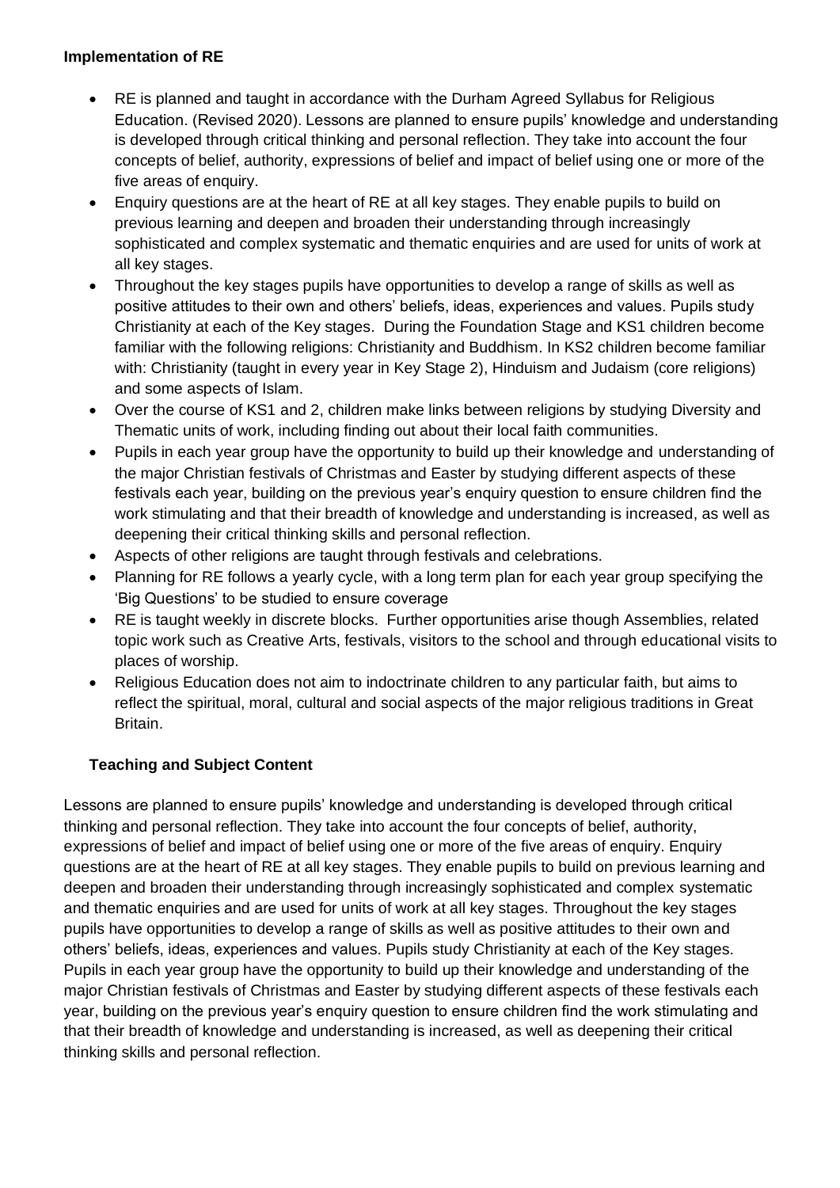**Implementation of RE**

- RE is planned and taught in accordance with the Durham Agreed Syllabus for Religious Education. (Revised 2020). Lessons are planned to ensure pupils' knowledge and understanding is developed through critical thinking and personal reflection. They take into account the four concepts of belief, authority, expressions of belief and impact of belief using one or more of the five areas of enquiry.
- Enquiry questions are at the heart of RE at all key stages. They enable pupils to build on previous learning and deepen and broaden their understanding through increasingly sophisticated and complex systematic and thematic enquiries and are used for units of work at all key stages.
- Throughout the key stages pupils have opportunities to develop a range of skills as well as positive attitudes to their own and others' beliefs, ideas, experiences and values. Pupils study Christianity at each of the Key stages. During the Foundation Stage and KS1 children become familiar with the following religions: Christianity and Buddhism. In KS2 children become familiar with: Christianity (taught in every year in Key Stage 2), Hinduism and Judaism (core religions) and some aspects of Islam.
- Over the course of KS1 and 2, children make links between religions by studying Diversity and Thematic units of work, including finding out about their local faith communities.
- Pupils in each year group have the opportunity to build up their knowledge and understanding of the major Christian festivals of Christmas and Easter by studying different aspects of these festivals each year, building on the previous year's enquiry question to ensure children find the work stimulating and that their breadth of knowledge and understanding is increased, as well as deepening their critical thinking skills and personal reflection.
- Aspects of other religions are taught through festivals and celebrations.
- Planning for RE follows a yearly cycle, with a long term plan for each year group specifying the 'Big Questions' to be studied to ensure coverage
- RE is taught weekly in discrete blocks. Further opportunities arise though Assemblies, related topic work such as Creative Arts, festivals, visitors to the school and through educational visits to places of worship.
- Religious Education does not aim to indoctrinate children to any particular faith, but aims to reflect the spiritual, moral, cultural and social aspects of the major religious traditions in Great Britain.

**Teaching and Subject Content**

Lessons are planned to ensure pupils' knowledge and understanding is developed through critical thinking and personal reflection. They take into account the four concepts of belief, authority, expressions of belief and impact of belief using one or more of the five areas of enquiry. Enquiry questions are at the heart of RE at all key stages. They enable pupils to build on previous learning and deepen and broaden their understanding through increasingly sophisticated and complex systematic and thematic enquiries and are used for units of work at all key stages. Throughout the key stages pupils have opportunities to develop a range of skills as well as positive attitudes to their own and others' beliefs, ideas, experiences and values. Pupils study Christianity at each of the Key stages. Pupils in each year group have the opportunity to build up their knowledge and understanding of the major Christian festivals of Christmas and Easter by studying different aspects of these festivals each year, building on the previous year's enquiry question to ensure children find the work stimulating and that their breadth of knowledge and understanding is increased, as well as deepening their critical thinking skills and personal reflection.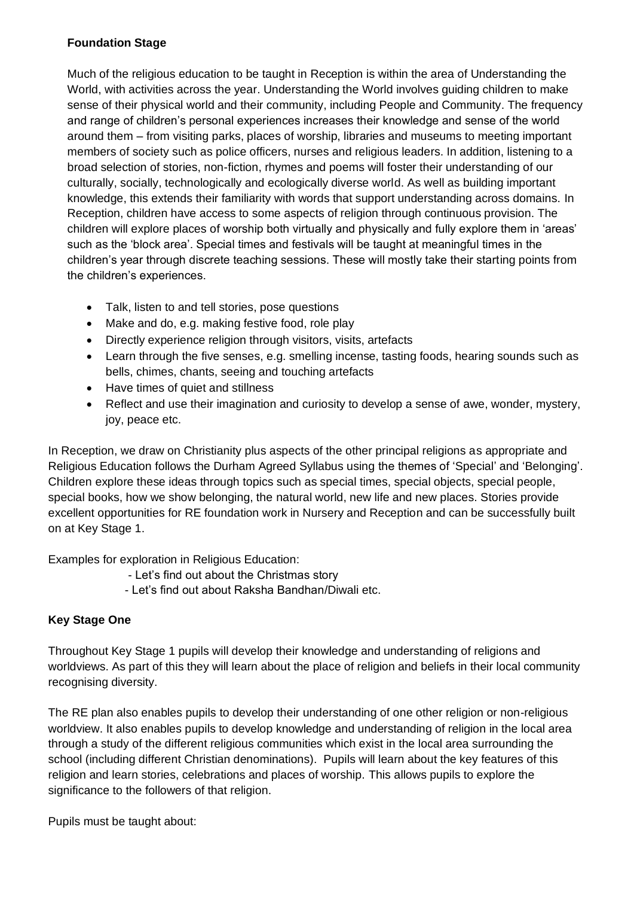**Foundation Stage**

Much of the religious education to be taught in Reception is within the area of Understanding the World, with activities across the year. Understanding the World involves guiding children to make sense of their physical world and their community, including People and Community. The frequency and range of children's personal experiences increases their knowledge and sense of the world around them – from visiting parks, places of worship, libraries and museums to meeting important members of society such as police officers, nurses and religious leaders. In addition, listening to a broad selection of stories, non-fiction, rhymes and poems will foster their understanding of our culturally, socially, technologically and ecologically diverse world. As well as building important knowledge, this extends their familiarity with words that support understanding across domains. In Reception, children have access to some aspects of religion through continuous provision. The children will explore places of worship both virtually and physically and fully explore them in 'areas' such as the 'block area'. Special times and festivals will be taught at meaningful times in the children's year through discrete teaching sessions. These will mostly take their starting points from the children's experiences.

- Talk, listen to and tell stories, pose questions
- Make and do, e.g. making festive food, role play
- Directly experience religion through visitors, visits, artefacts
- Learn through the five senses, e.g. smelling incense, tasting foods, hearing sounds such as bells, chimes, chants, seeing and touching artefacts
- Have times of quiet and stillness
- Reflect and use their imagination and curiosity to develop a sense of awe, wonder, mystery, joy, peace etc.

In Reception, we draw on Christianity plus aspects of the other principal religions as appropriate and Religious Education follows the Durham Agreed Syllabus using the themes of 'Special' and 'Belonging'. Children explore these ideas through topics such as special times, special objects, special people, special books, how we show belonging, the natural world, new life and new places. Stories provide excellent opportunities for RE foundation work in Nursery and Reception and can be successfully built on at Key Stage 1.

Examples for exploration in Religious Education:

- Let's find out about the Christmas story
- Let's find out about Raksha Bandhan/Diwali etc.

**Key Stage One**

Throughout Key Stage 1 pupils will develop their knowledge and understanding of religions and worldviews. As part of this they will learn about the place of religion and beliefs in their local community recognising diversity.

The RE plan also enables pupils to develop their understanding of one other religion or non-religious worldview. It also enables pupils to develop knowledge and understanding of religion in the local area through a study of the different religious communities which exist in the local area surrounding the school (including different Christian denominations). Pupils will learn about the key features of this religion and learn stories, celebrations and places of worship. This allows pupils to explore the significance to the followers of that religion.

Pupils must be taught about: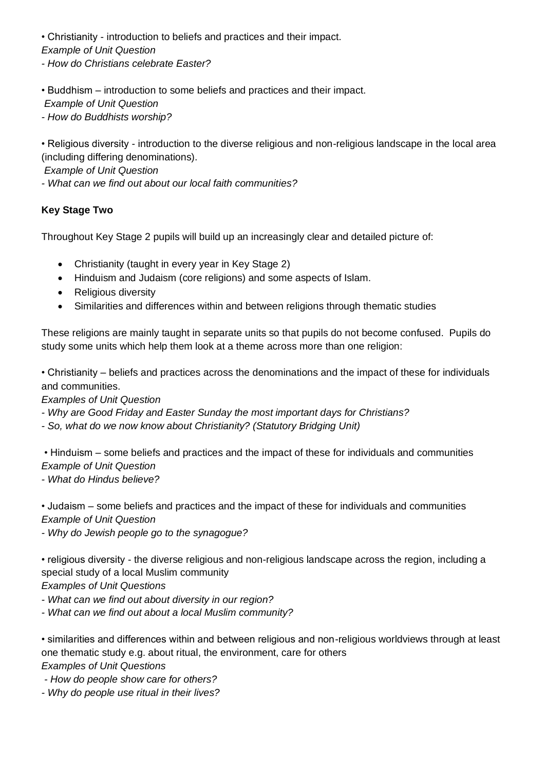• Christianity - introduction to beliefs and practices and their impact.
*Example of Unit Question*
*- How do Christians celebrate Easter?*

• Buddhism – introduction to some beliefs and practices and their impact.
*Example of Unit Question*
*- How do Buddhists worship?*

• Religious diversity - introduction to the diverse religious and non-religious landscape in the local area (including differing denominations).
*Example of Unit Question*
*- What can we find out about our local faith communities?*

**Key Stage Two**

Throughout Key Stage 2 pupils will build up an increasingly clear and detailed picture of:

- Christianity (taught in every year in Key Stage 2)
- Hinduism and Judaism (core religions) and some aspects of Islam.
- Religious diversity
- Similarities and differences within and between religions through thematic studies

These religions are mainly taught in separate units so that pupils do not become confused. Pupils do study some units which help them look at a theme across more than one religion:

• Christianity – beliefs and practices across the denominations and the impact of these for individuals and communities.
*Examples of Unit Question*
*- Why are Good Friday and Easter Sunday the most important days for Christians?*
*- So, what do we now know about Christianity? (Statutory Bridging Unit)*

• Hinduism – some beliefs and practices and the impact of these for individuals and communities
*Example of Unit Question*
*- What do Hindus believe?*

• Judaism – some beliefs and practices and the impact of these for individuals and communities
*Example of Unit Question*
*- Why do Jewish people go to the synagogue?*

• religious diversity - the diverse religious and non-religious landscape across the region, including a special study of a local Muslim community
*Examples of Unit Questions*
*- What can we find out about diversity in our region?*
*- What can we find out about a local Muslim community?*

• similarities and differences within and between religious and non-religious worldviews through at least one thematic study e.g. about ritual, the environment, care for others
*Examples of Unit Questions*
*- How do people show care for others?*
*- Why do people use ritual in their lives?*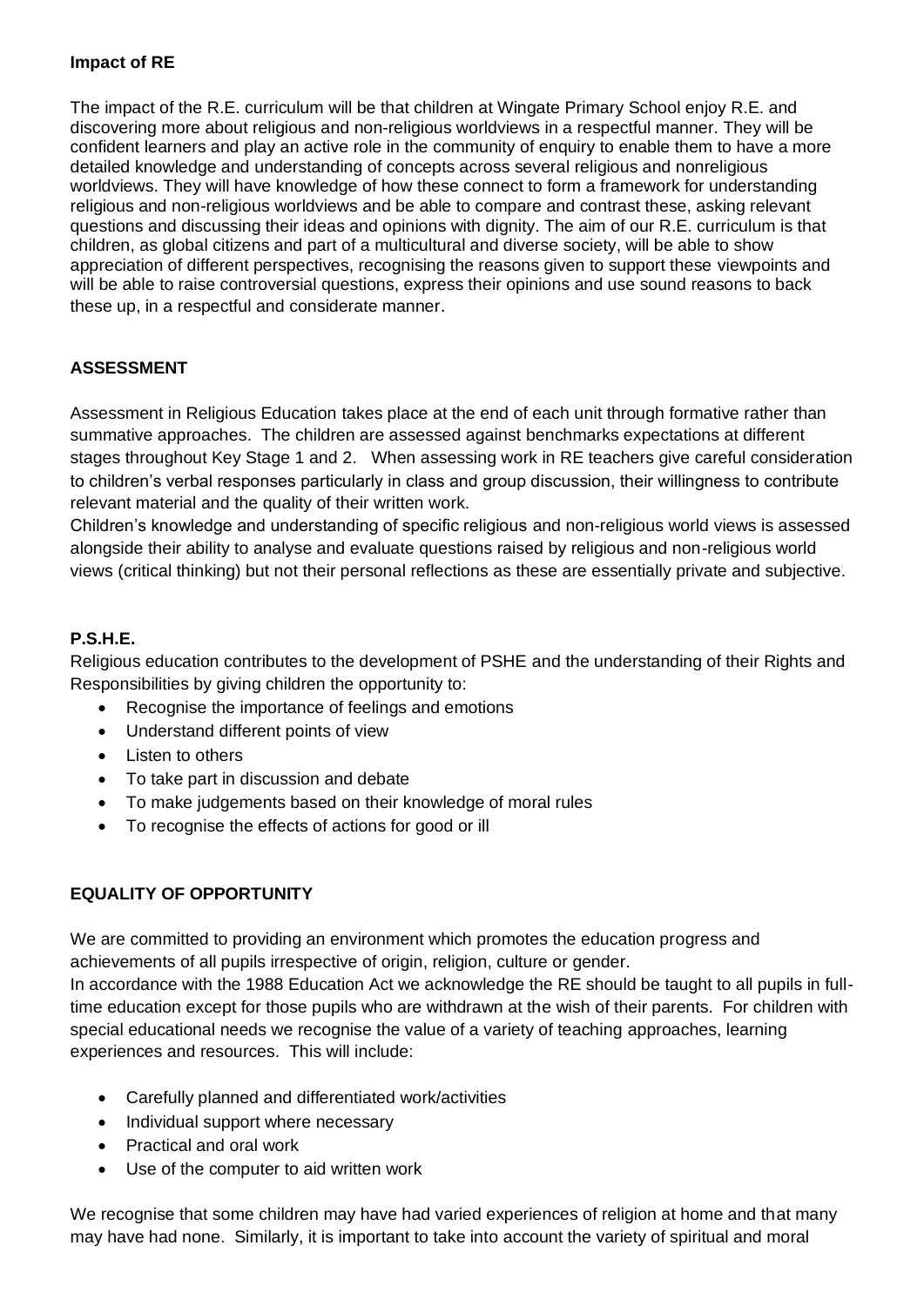**Impact of RE**

The impact of the R.E. curriculum will be that children at Wingate Primary School enjoy R.E. and discovering more about religious and non-religious worldviews in a respectful manner. They will be confident learners and play an active role in the community of enquiry to enable them to have a more detailed knowledge and understanding of concepts across several religious and nonreligious worldviews. They will have knowledge of how these connect to form a framework for understanding religious and non-religious worldviews and be able to compare and contrast these, asking relevant questions and discussing their ideas and opinions with dignity. The aim of our R.E. curriculum is that children, as global citizens and part of a multicultural and diverse society, will be able to show appreciation of different perspectives, recognising the reasons given to support these viewpoints and will be able to raise controversial questions, express their opinions and use sound reasons to back these up, in a respectful and considerate manner.

**ASSESSMENT**

Assessment in Religious Education takes place at the end of each unit through formative rather than summative approaches. The children are assessed against benchmarks expectations at different stages throughout Key Stage 1 and 2. When assessing work in RE teachers give careful consideration to children's verbal responses particularly in class and group discussion, their willingness to contribute relevant material and the quality of their written work.

Children's knowledge and understanding of specific religious and non-religious world views is assessed alongside their ability to analyse and evaluate questions raised by religious and non-religious world views (critical thinking) but not their personal reflections as these are essentially private and subjective.

**P.S.H.E.**

Religious education contributes to the development of PSHE and the understanding of their Rights and Responsibilities by giving children the opportunity to:

- Recognise the importance of feelings and emotions
- Understand different points of view
- Listen to others
- To take part in discussion and debate
- To make judgements based on their knowledge of moral rules
- To recognise the effects of actions for good or ill

**EQUALITY OF OPPORTUNITY**

We are committed to providing an environment which promotes the education progress and achievements of all pupils irrespective of origin, religion, culture or gender.

In accordance with the 1988 Education Act we acknowledge the RE should be taught to all pupils in full-time education except for those pupils who are withdrawn at the wish of their parents. For children with special educational needs we recognise the value of a variety of teaching approaches, learning experiences and resources. This will include:

- Carefully planned and differentiated work/activities
- Individual support where necessary
- Practical and oral work
- Use of the computer to aid written work

We recognise that some children may have had varied experiences of religion at home and that many may have had none. Similarly, it is important to take into account the variety of spiritual and moral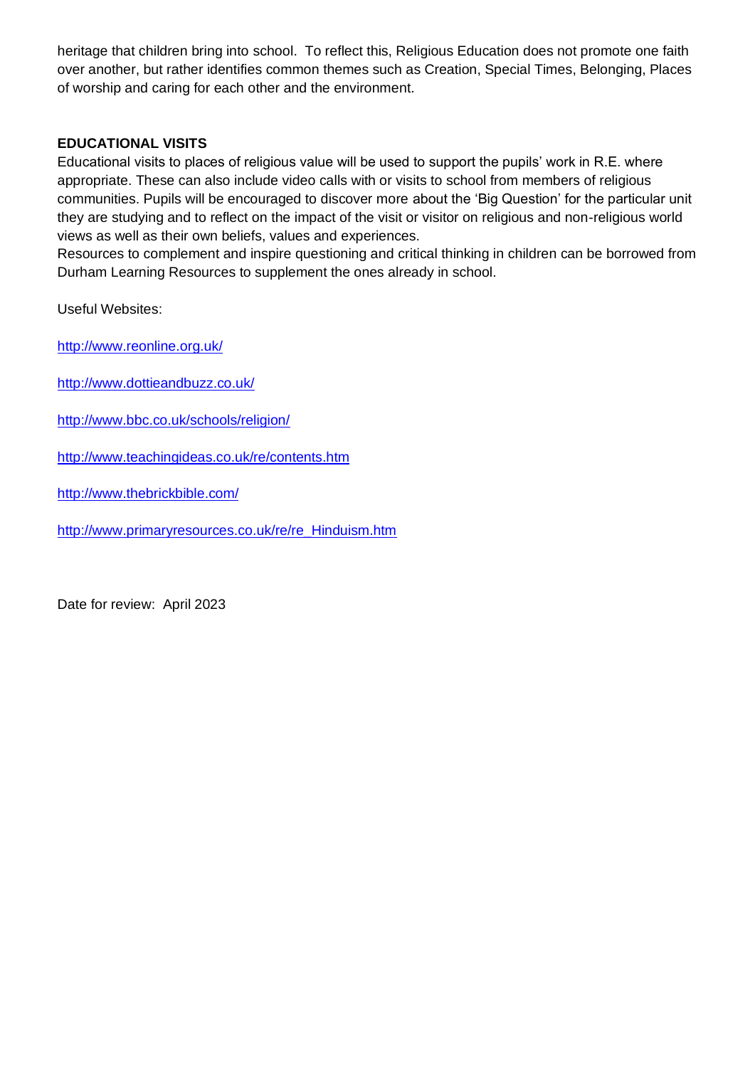heritage that children bring into school. To reflect this, Religious Education does not promote one faith over another, but rather identifies common themes such as Creation, Special Times, Belonging, Places of worship and caring for each other and the environment.

**EDUCATIONAL VISITS**

Educational visits to places of religious value will be used to support the pupils' work in R.E. where appropriate. These can also include video calls with or visits to school from members of religious communities. Pupils will be encouraged to discover more about the 'Big Question' for the particular unit they are studying and to reflect on the impact of the visit or visitor on religious and non-religious world views as well as their own beliefs, values and experiences.

Resources to complement and inspire questioning and critical thinking in children can be borrowed from Durham Learning Resources to supplement the ones already in school.

Useful Websites:

http://www.reonline.org.uk/

http://www.dottieandbuzz.co.uk/

http://www.bbc.co.uk/schools/religion/

http://www.teachingideas.co.uk/re/contents.htm

http://www.thebrickbible.com/

http://www.primaryresources.co.uk/re/re_Hinduism.htm

Date for review: April 2023